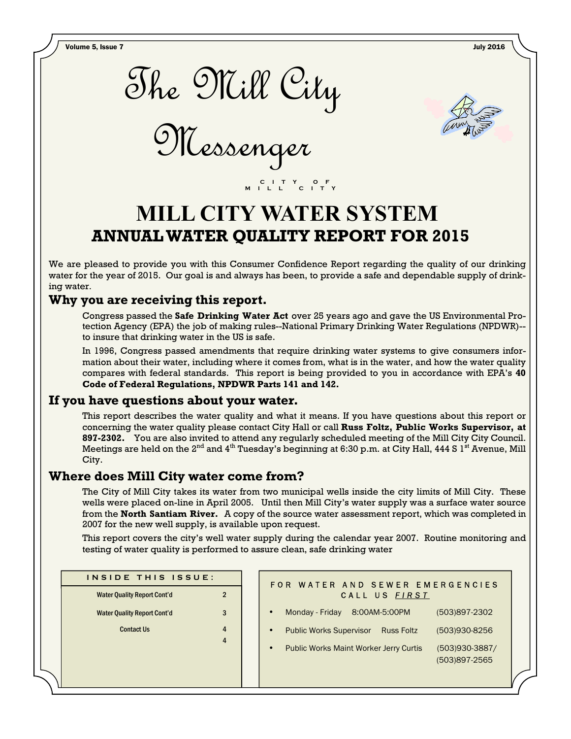# The Mill City Messenger

CITY OF MILL CITY

# MILL CITY WATER SYSTEM

## ANNUAL WATER QUALITY REPORT FOR 2015

We are pleased to provide you with this Consumer Confidence Report regarding the quality of our drinking water for the year of 2015. Our goal is and always has been, to provide a safe and dependable supply of drinking water.

### Why you are receiving this report.

Congress passed the **Safe Drinking Water Act** over 25 years ago and gave the US Environmental Protection Agency (EPA) the job of making rules--National Primary Drinking Water Regulations (NPDWR)--to insure that drinking water in the US is safe.

In 1996, Congress passed amendments that require drinking water systems to give consumers information about their water, including where it comes from, what is in the water, and how the water quality compares with federal standards. This report is being provided to you in accordance with EPA's **40 Code of Federal Regulations, NPDWR Parts 141 and 142.**

### If you have questions about your water.

This report describes the water quality and what it means. If you have questions about this report or concerning the water quality please contact City Hall or call **Russ Foltz, Public Works Supervisor, at 897-2302.** You are also invited to attend any regularly scheduled meeting of the Mill City City Council. Meetings are held on the 2nd and 4th Tuesday's beginning at 6:30 p.m. at City Hall, 444 S 1st Avenue, Mill City.

### Where does Mill City water come from?

The City of Mill City takes its water from two municipal wells inside the city limits of Mill City. These wells were placed on-line in April 2005. Until then Mill City's water supply was a surface water source from the **North Santiam River.** A copy of the source water assessment report, which was completed in 2007 for the new well supply, is available upon request.

This report covers the city's well water supply during the calendar year 2007. Routine monitoring and testing of water quality is performed to assure clean, safe drinking water

| INSIDE THIS ISSUE: | |
|---|---|
| Water Quality Report Cont'd | 2 |
| Water Quality Report Cont'd | 3 |
| Contact Us | 4 |
| | 4 |

**FOR WATER AND SEWER EMERGENCIES CALL US _FIRST_**

- Monday - Friday 8:00AM-5:00PM (503)897-2302
- Public Works Supervisor Russ Foltz (503)930-8256
- Public Works Maint Worker Jerry Curtis (503)930-3887/ (503)897-2565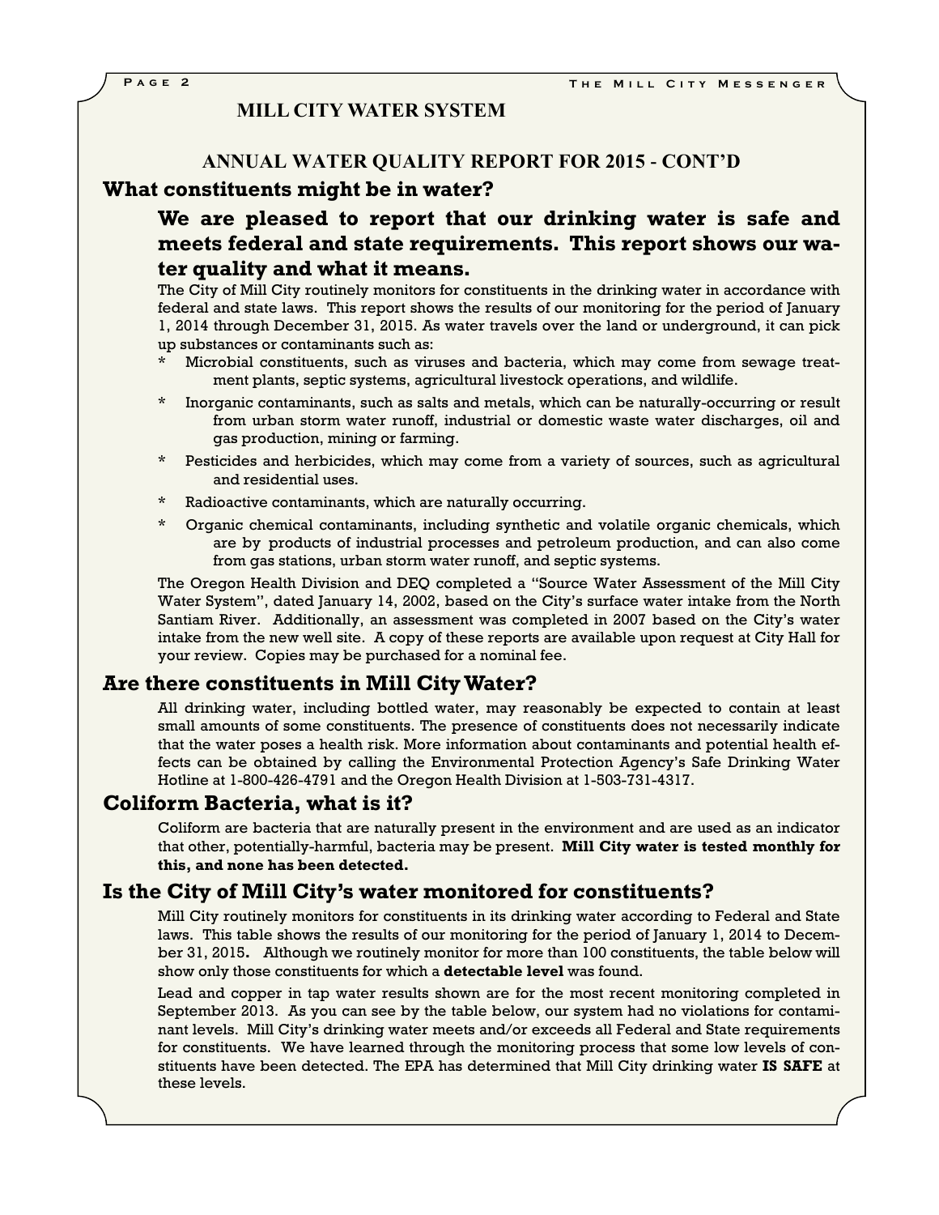## MILL CITY WATER SYSTEM

### ANNUAL WATER QUALITY REPORT FOR 2015 - CONT'D

## What constituents might be in water?

### We are pleased to report that our drinking water is safe and meets federal and state requirements. This report shows our water quality and what it means.

The City of Mill City routinely monitors for constituents in the drinking water in accordance with federal and state laws. This report shows the results of our monitoring for the period of January 1, 2014 through December 31, 2015. As water travels over the land or underground, it can pick up substances or contaminants such as:

- Microbial constituents, such as viruses and bacteria, which may come from sewage treatment plants, septic systems, agricultural livestock operations, and wildlife.
- Inorganic contaminants, such as salts and metals, which can be naturally-occurring or result from urban storm water runoff, industrial or domestic waste water discharges, oil and gas production, mining or farming.
- Pesticides and herbicides, which may come from a variety of sources, such as agricultural and residential uses.
- Radioactive contaminants, which are naturally occurring.
- Organic chemical contaminants, including synthetic and volatile organic chemicals, which are by products of industrial processes and petroleum production, and can also come from gas stations, urban storm water runoff, and septic systems.

The Oregon Health Division and DEQ completed a "Source Water Assessment of the Mill City Water System", dated January 14, 2002, based on the City's surface water intake from the North Santiam River. Additionally, an assessment was completed in 2007 based on the City's water intake from the new well site. A copy of these reports are available upon request at City Hall for your review. Copies may be purchased for a nominal fee.

## Are there constituents in Mill City Water?

All drinking water, including bottled water, may reasonably be expected to contain at least small amounts of some constituents. The presence of constituents does not necessarily indicate that the water poses a health risk. More information about contaminants and potential health effects can be obtained by calling the Environmental Protection Agency's Safe Drinking Water Hotline at 1-800-426-4791 and the Oregon Health Division at 1-503-731-4317.

## Coliform Bacteria, what is it?

Coliform are bacteria that are naturally present in the environment and are used as an indicator that other, potentially-harmful, bacteria may be present. **Mill City water is tested monthly for this, and none has been detected.**

## Is the City of Mill City's water monitored for constituents?

Mill City routinely monitors for constituents in its drinking water according to Federal and State laws. This table shows the results of our monitoring for the period of January 1, 2014 to December 31, 2015**.** Although we routinely monitor for more than 100 constituents, the table below will show only those constituents for which a **detectable level** was found.

Lead and copper in tap water results shown are for the most recent monitoring completed in September 2013. As you can see by the table below, our system had no violations for contaminant levels. Mill City's drinking water meets and/or exceeds all Federal and State requirements for constituents. We have learned through the monitoring process that some low levels of constituents have been detected. The EPA has determined that Mill City drinking water **IS SAFE** at these levels.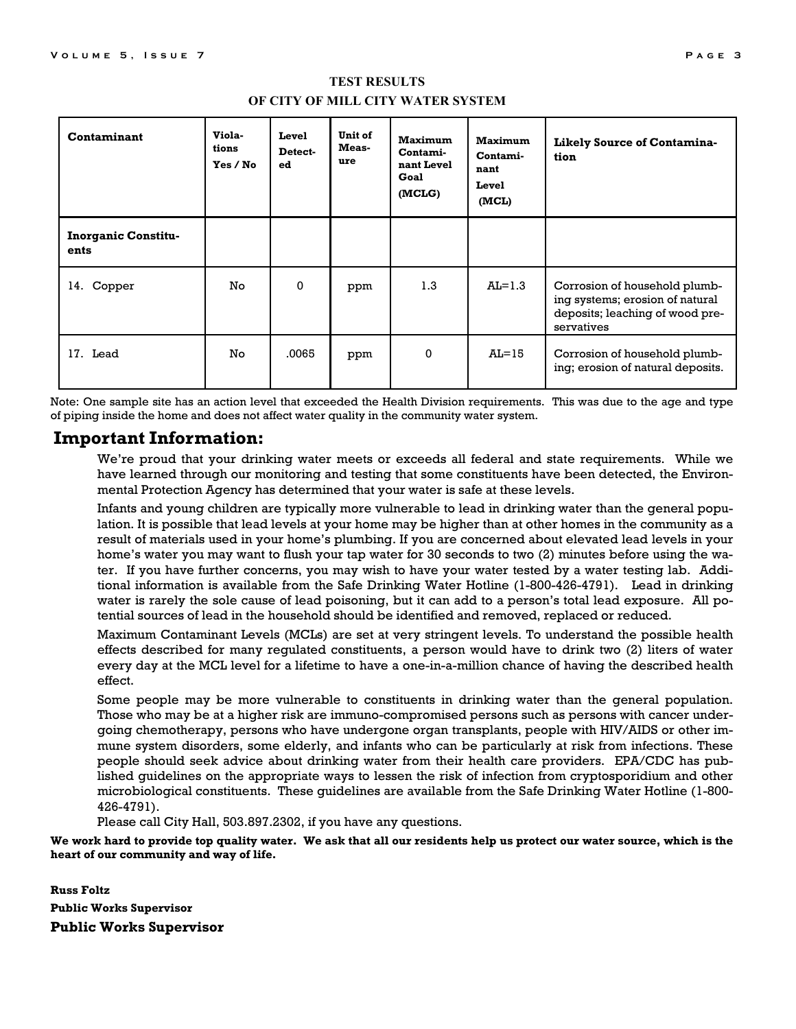**TEST RESULTS**

**OF CITY OF MILL CITY WATER SYSTEM**

| Contaminant | Violations Yes / No | Level Detected | Unit of Measure | Maximum Contaminant Level Goal (MCLG) | Maximum Contaminant Level (MCL) | Likely Source of Contamination |
|---|---|---|---|---|---|---|
| **Inorganic Constituents** | | | | | | |
| 14. Copper | No | 0 | ppm | 1.3 | AL=1.3 | Corrosion of household plumbing systems; erosion of natural deposits; leaching of wood preservatives |
| 17. Lead | No | .0065 | ppm | 0 | AL=15 | Corrosion of household plumbing; erosion of natural deposits. |

Note: One sample site has an action level that exceeded the Health Division requirements. This was due to the age and type of piping inside the home and does not affect water quality in the community water system.

## Important Information:

We're proud that your drinking water meets or exceeds all federal and state requirements. While we have learned through our monitoring and testing that some constituents have been detected, the Environmental Protection Agency has determined that your water is safe at these levels.

Infants and young children are typically more vulnerable to lead in drinking water than the general population. It is possible that lead levels at your home may be higher than at other homes in the community as a result of materials used in your home's plumbing. If you are concerned about elevated lead levels in your home's water you may want to flush your tap water for 30 seconds to two (2) minutes before using the water. If you have further concerns, you may wish to have your water tested by a water testing lab. Additional information is available from the Safe Drinking Water Hotline (1-800-426-4791). Lead in drinking water is rarely the sole cause of lead poisoning, but it can add to a person's total lead exposure. All potential sources of lead in the household should be identified and removed, replaced or reduced.

Maximum Contaminant Levels (MCLs) are set at very stringent levels. To understand the possible health effects described for many regulated constituents, a person would have to drink two (2) liters of water every day at the MCL level for a lifetime to have a one-in-a-million chance of having the described health effect.

Some people may be more vulnerable to constituents in drinking water than the general population. Those who may be at a higher risk are immuno-compromised persons such as persons with cancer undergoing chemotherapy, persons who have undergone organ transplants, people with HIV/AIDS or other immune system disorders, some elderly, and infants who can be particularly at risk from infections. These people should seek advice about drinking water from their health care providers. EPA/CDC has published guidelines on the appropriate ways to lessen the risk of infection from cryptosporidium and other microbiological constituents. These guidelines are available from the Safe Drinking Water Hotline (1-800-426-4791).

Please call City Hall, 503.897.2302, if you have any questions.

**We work hard to provide top quality water. We ask that all our residents help us protect our water source, which is the heart of our community and way of life.**

**Russ Foltz**

**Public Works Supervisor**

**Public Works Supervisor**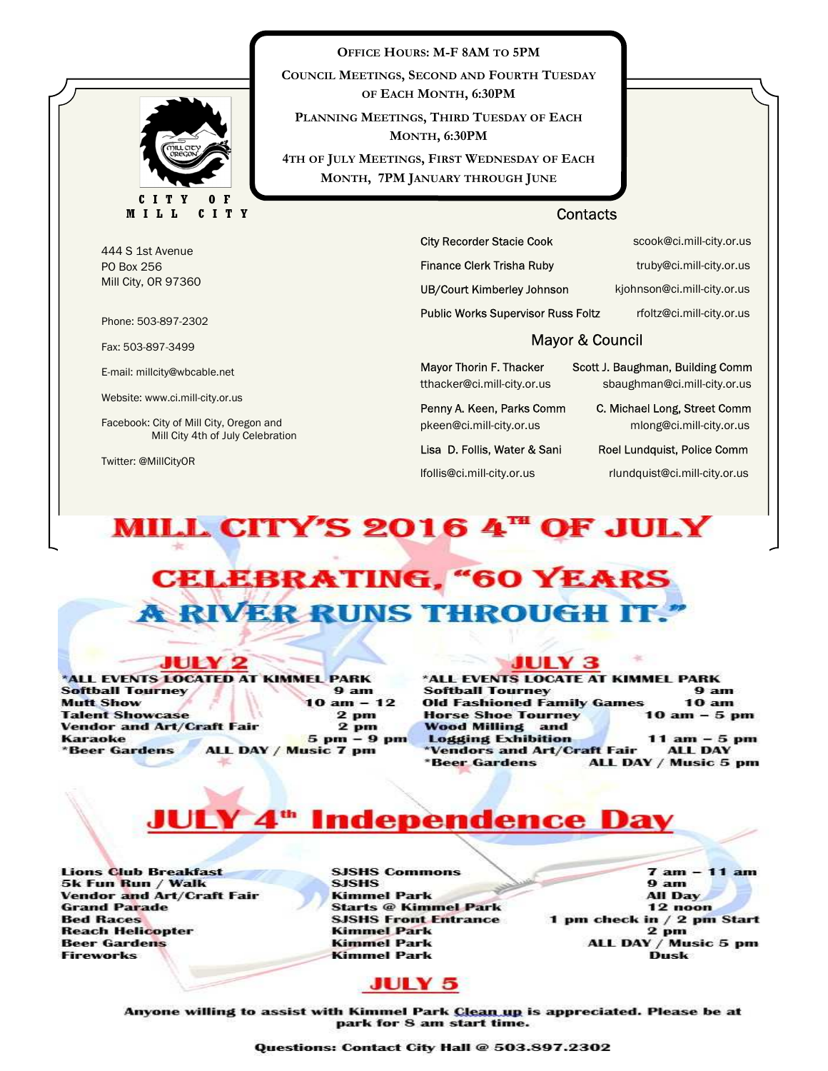**Office Hours: M-F 8AM to 5PM**

**Council Meetings, Second and Fourth Tuesday of Each Month, 6:30PM**

**Planning Meetings, Third Tuesday of Each Month, 6:30PM**

**4th of July Meetings, First Wednesday of Each Month, 7PM January through June**

CITY OF MILL CITY

444 S 1st Avenue
PO Box 256
Mill City, OR 97360

Phone: 503-897-2302

Fax: 503-897-3499

E-mail: millcity@wbcable.net

Website: www.ci.mill-city.or.us

Facebook: City of Mill City, Oregon and Mill City 4th of July Celebration

Twitter: @MillCityOR

## Contacts

| | |
|---|---|
| City Recorder Stacie Cook | scook@ci.mill-city.or.us |
| Finance Clerk Trisha Ruby | truby@ci.mill-city.or.us |
| UB/Court Kimberley Johnson | kjohnson@ci.mill-city.or.us |
| Public Works Supervisor Russ Foltz | rfoltz@ci.mill-city.or.us |

## Mayor & Council

| | |
|---|---|
| Mayor Thorin F. Thacker<br>tthacker@ci.mill-city.or.us | Scott J. Baughman, Building Comm<br>sbaughman@ci.mill-city.or.us |
| Penny A. Keen, Parks Comm<br>pkeen@ci.mill-city.or.us | C. Michael Long, Street Comm<br>mlong@ci.mill-city.or.us |
| Lisa D. Follis, Water & Sani<br>lfollis@ci.mill-city.or.us | Roel Lundquist, Police Comm<br>rlundquist@ci.mill-city.or.us |

# MILL CITY'S 2016 4TH OF JULY

# CELEBRATING, "60 YEARS A RIVER RUNS THROUGH IT."

## JULY 2

*ALL EVENTS LOCATED AT KIMMEL PARK

| | |
|---|---|
| Softball Tourney | 9 am |
| Mutt Show | 10 am – 12 |
| Talent Showcase | 2 pm |
| Vendor and Art/Craft Fair | 2 pm |
| Karaoke | 5 pm – 9 pm |
| *Beer Gardens | ALL DAY / Music 7 pm |

## JULY 3

*ALL EVENTS LOCATE AT KIMMEL PARK

| | |
|---|---|
| Softball Tourney | 9 am |
| Old Fashioned Family Games | 10 am |
| Horse Shoe Tourney | 10 am – 5 pm |
| Wood Milling and Logging Exhibition | 11 am – 5 pm |
| *Vendors and Art/Craft Fair | ALL DAY |
| *Beer Gardens | ALL DAY / Music 5 pm |

## JULY 4th Independence Day

| | | |
|---|---|---|
| Lions Club Breakfast | SJSHS Commons | 7 am – 11 am |
| 5k Fun Run / Walk | SJSHS | 9 am |
| Vendor and Art/Craft Fair | Kimmel Park | All Day |
| Grand Parade | Starts @ Kimmel Park | 12 noon |
| Bed Races | SJSHS Front Entrance | 1 pm check in / 2 pm Start |
| Reach Helicopter | Kimmel Park | 2 pm |
| Beer Gardens | Kimmel Park | ALL DAY / Music 5 pm |
| Fireworks | Kimmel Park | Dusk |

## JULY 5

Anyone willing to assist with Kimmel Park Clean up is appreciated. Please be at park for 8 am start time.

Questions: Contact City Hall @ 503.897.2302